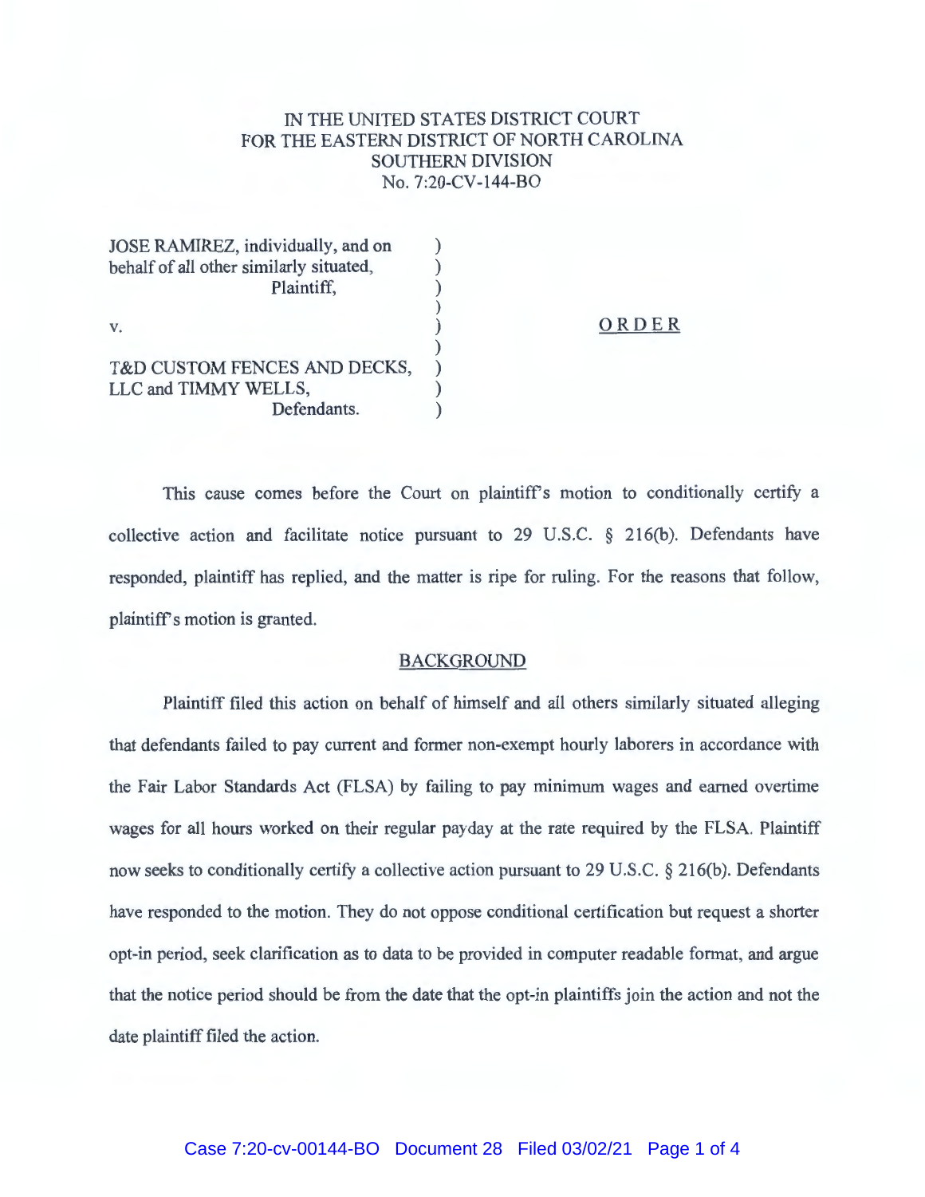IN THE UNITED STATES DISTRICT COURT
FOR THE EASTERN DISTRICT OF NORTH CAROLINA
SOUTHERN DIVISION
No. 7:20-CV-144-BO

JOSE RAMIREZ, individually, and on behalf of all other similarly situated,
Plaintiff,

v.

T&D CUSTOM FENCES AND DECKS, LLC and TIMMY WELLS,
Defendants.

**ORDER**

This cause comes before the Court on plaintiff's motion to conditionally certify a collective action and facilitate notice pursuant to 29 U.S.C. § 216(b). Defendants have responded, plaintiff has replied, and the matter is ripe for ruling. For the reasons that follow, plaintiff's motion is granted.

## BACKGROUND

Plaintiff filed this action on behalf of himself and all others similarly situated alleging that defendants failed to pay current and former non-exempt hourly laborers in accordance with the Fair Labor Standards Act (FLSA) by failing to pay minimum wages and earned overtime wages for all hours worked on their regular payday at the rate required by the FLSA. Plaintiff now seeks to conditionally certify a collective action pursuant to 29 U.S.C. § 216(b). Defendants have responded to the motion. They do not oppose conditional certification but request a shorter opt-in period, seek clarification as to data to be provided in computer readable format, and argue that the notice period should be from the date that the opt-in plaintiffs join the action and not the date plaintiff filed the action.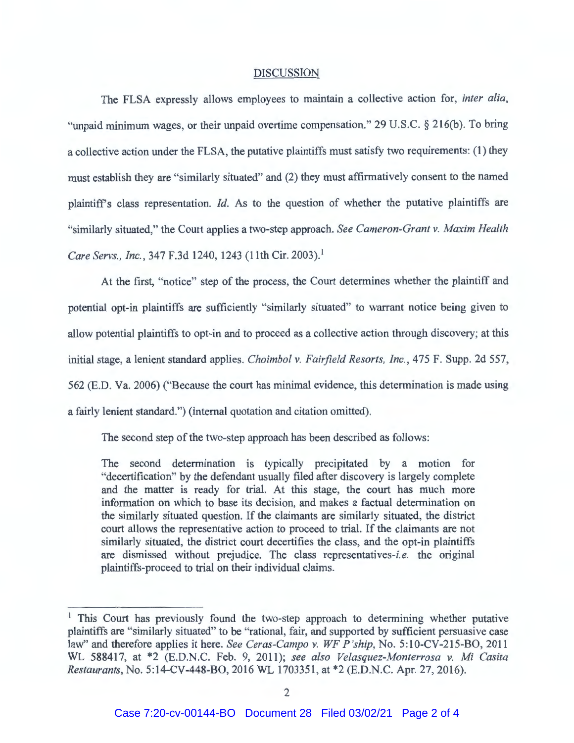DISCUSSION

The FLSA expressly allows employees to maintain a collective action for, *inter alia*, "unpaid minimum wages, or their unpaid overtime compensation." 29 U.S.C. § 216(b). To bring a collective action under the FLSA, the putative plaintiffs must satisfy two requirements: (1) they must establish they are "similarly situated" and (2) they must affirmatively consent to the named plaintiff's class representation. *Id.* As to the question of whether the putative plaintiffs are "similarly situated," the Court applies a two-step approach. *See Cameron-Grant v. Maxim Health Care Servs., Inc.*, 347 F.3d 1240, 1243 (11th Cir. 2003).[1]

At the first, "notice" step of the process, the Court determines whether the plaintiff and potential opt-in plaintiffs are sufficiently "similarly situated" to warrant notice being given to allow potential plaintiffs to opt-in and to proceed as a collective action through discovery; at this initial stage, a lenient standard applies. *Choimbol v. Fairfield Resorts, Inc.*, 475 F. Supp. 2d 557, 562 (E.D. Va. 2006) ("Because the court has minimal evidence, this determination is made using a fairly lenient standard.") (internal quotation and citation omitted).

The second step of the two-step approach has been described as follows:

> The second determination is typically precipitated by a motion for "decertification" by the defendant usually filed after discovery is largely complete and the matter is ready for trial. At this stage, the court has much more information on which to base its decision, and makes a factual determination on the similarly situated question. If the claimants are similarly situated, the district court allows the representative action to proceed to trial. If the claimants are not similarly situated, the district court decertifies the class, and the opt-in plaintiffs are dismissed without prejudice. The class representatives-*i.e.* the original plaintiffs-proceed to trial on their individual claims.

---

[1] This Court has previously found the two-step approach to determining whether putative plaintiffs are "similarly situated" to be "rational, fair, and supported by sufficient persuasive case law" and therefore applies it here. *See Ceras-Campo v. WF P'ship*, No. 5:10-CV-215-BO, 2011 WL 588417, at *2 (E.D.N.C. Feb. 9, 2011); *see also Velasquez-Monterrosa v. Mi Casita Restaurants*, No. 5:14-CV-448-BO, 2016 WL 1703351, at *2 (E.D.N.C. Apr. 27, 2016).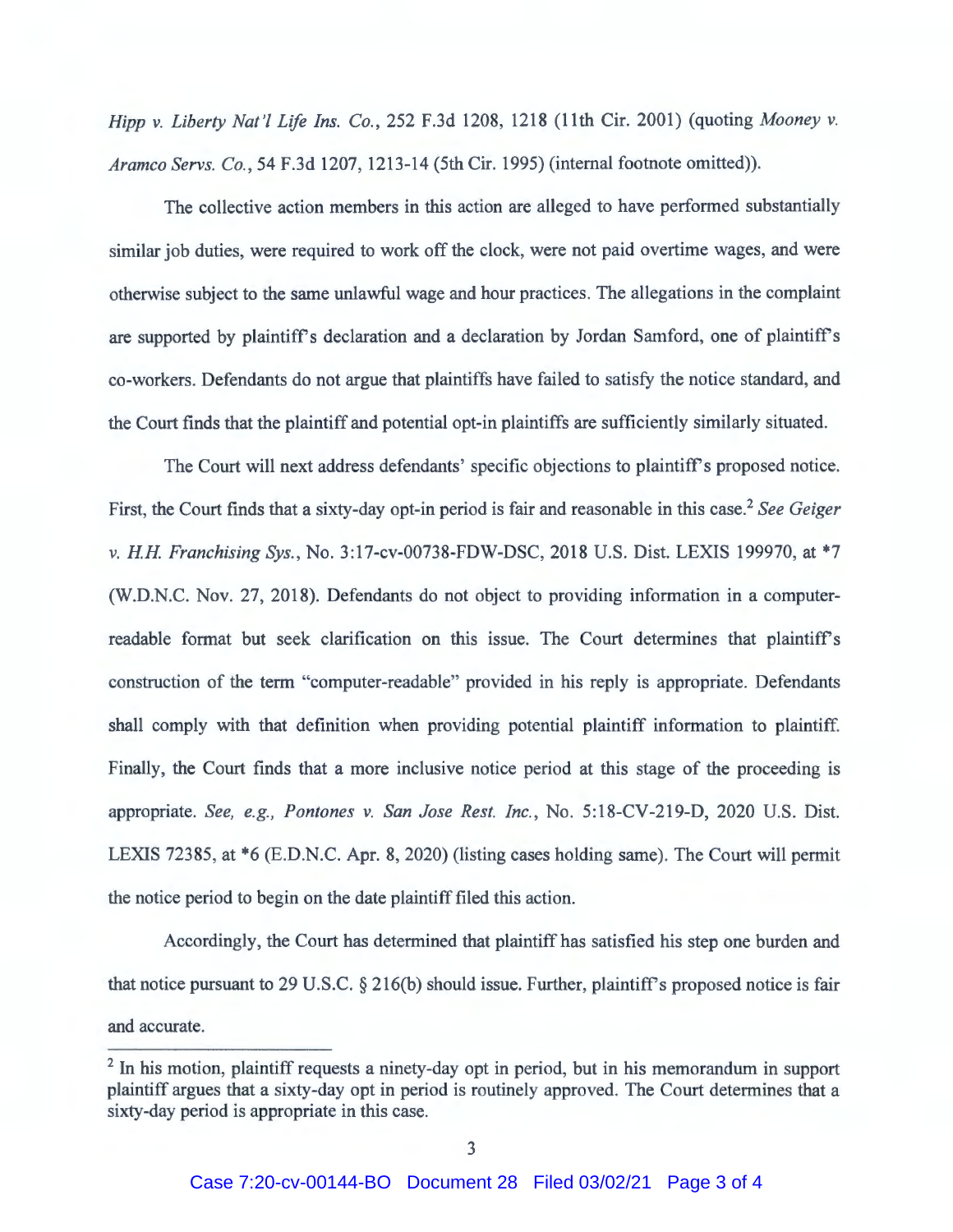*Hipp v. Liberty Nat'l Life Ins. Co.*, 252 F.3d 1208, 1218 (11th Cir. 2001) (quoting *Mooney v. Aramco Servs. Co.*, 54 F.3d 1207, 1213-14 (5th Cir. 1995) (internal footnote omitted)).

The collective action members in this action are alleged to have performed substantially similar job duties, were required to work off the clock, were not paid overtime wages, and were otherwise subject to the same unlawful wage and hour practices. The allegations in the complaint are supported by plaintiff's declaration and a declaration by Jordan Samford, one of plaintiff's co-workers. Defendants do not argue that plaintiffs have failed to satisfy the notice standard, and the Court finds that the plaintiff and potential opt-in plaintiffs are sufficiently similarly situated.

The Court will next address defendants' specific objections to plaintiff's proposed notice. First, the Court finds that a sixty-day opt-in period is fair and reasonable in this case.[2] *See Geiger v. H.H. Franchising Sys.*, No. 3:17-cv-00738-FDW-DSC, 2018 U.S. Dist. LEXIS 199970, at *7 (W.D.N.C. Nov. 27, 2018). Defendants do not object to providing information in a computer-readable format but seek clarification on this issue. The Court determines that plaintiff's construction of the term "computer-readable" provided in his reply is appropriate. Defendants shall comply with that definition when providing potential plaintiff information to plaintiff. Finally, the Court finds that a more inclusive notice period at this stage of the proceeding is appropriate. *See, e.g., Pontones v. San Jose Rest. Inc.*, No. 5:18-CV-219-D, 2020 U.S. Dist. LEXIS 72385, at *6 (E.D.N.C. Apr. 8, 2020) (listing cases holding same). The Court will permit the notice period to begin on the date plaintiff filed this action.

Accordingly, the Court has determined that plaintiff has satisfied his step one burden and that notice pursuant to 29 U.S.C. § 216(b) should issue. Further, plaintiff's proposed notice is fair and accurate.

---

[2] In his motion, plaintiff requests a ninety-day opt in period, but in his memorandum in support plaintiff argues that a sixty-day opt in period is routinely approved. The Court determines that a sixty-day period is appropriate in this case.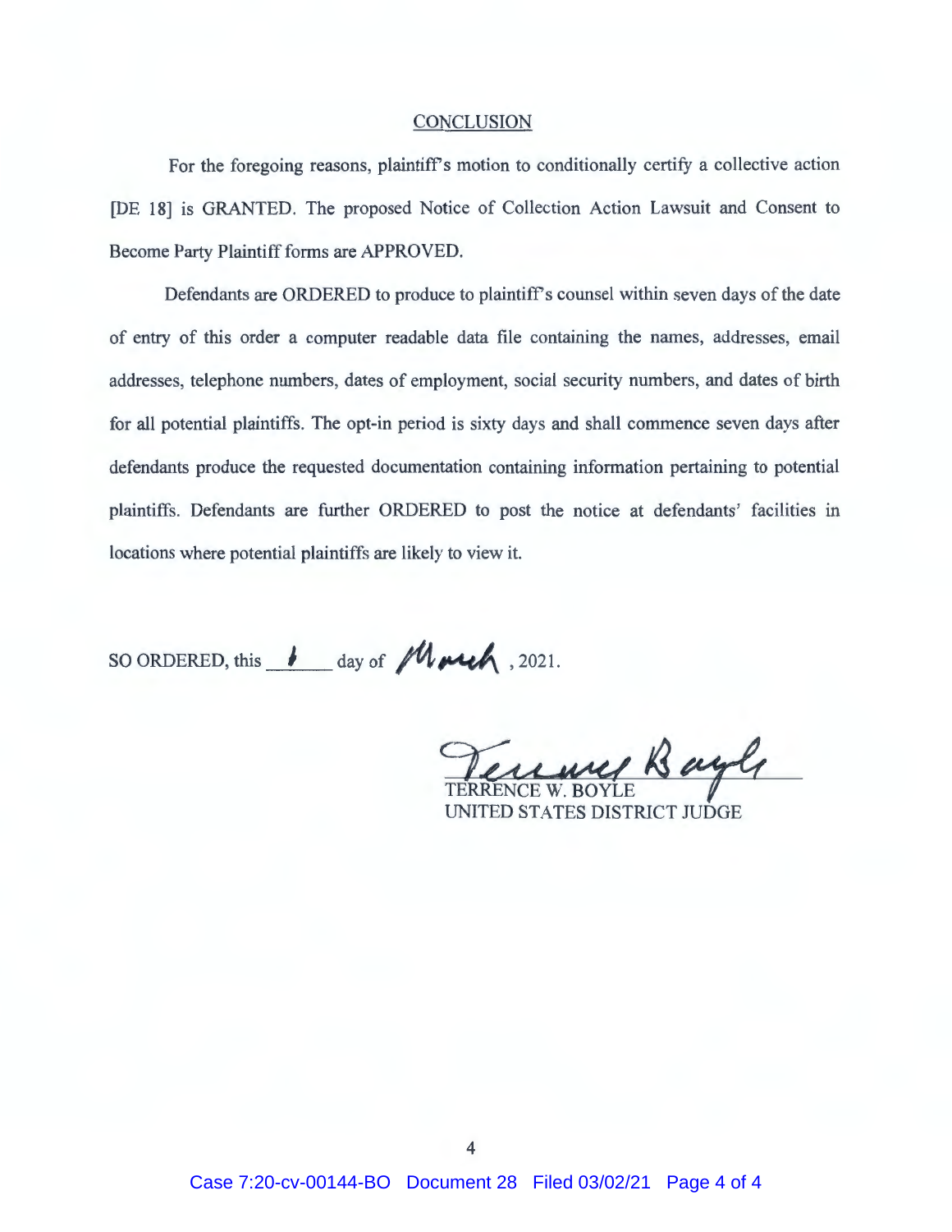## CONCLUSION

For the foregoing reasons, plaintiff's motion to conditionally certify a collective action [DE 18] is GRANTED. The proposed Notice of Collection Action Lawsuit and Consent to Become Party Plaintiff forms are APPROVED.

Defendants are ORDERED to produce to plaintiff's counsel within seven days of the date of entry of this order a computer readable data file containing the names, addresses, email addresses, telephone numbers, dates of employment, social security numbers, and dates of birth for all potential plaintiffs. The opt-in period is sixty days and shall commence seven days after defendants produce the requested documentation containing information pertaining to potential plaintiffs. Defendants are further ORDERED to post the notice at defendants' facilities in locations where potential plaintiffs are likely to view it.

SO ORDERED, this 1 day of March, 2021.

TERRENCE W. BOYLE
UNITED STATES DISTRICT JUDGE